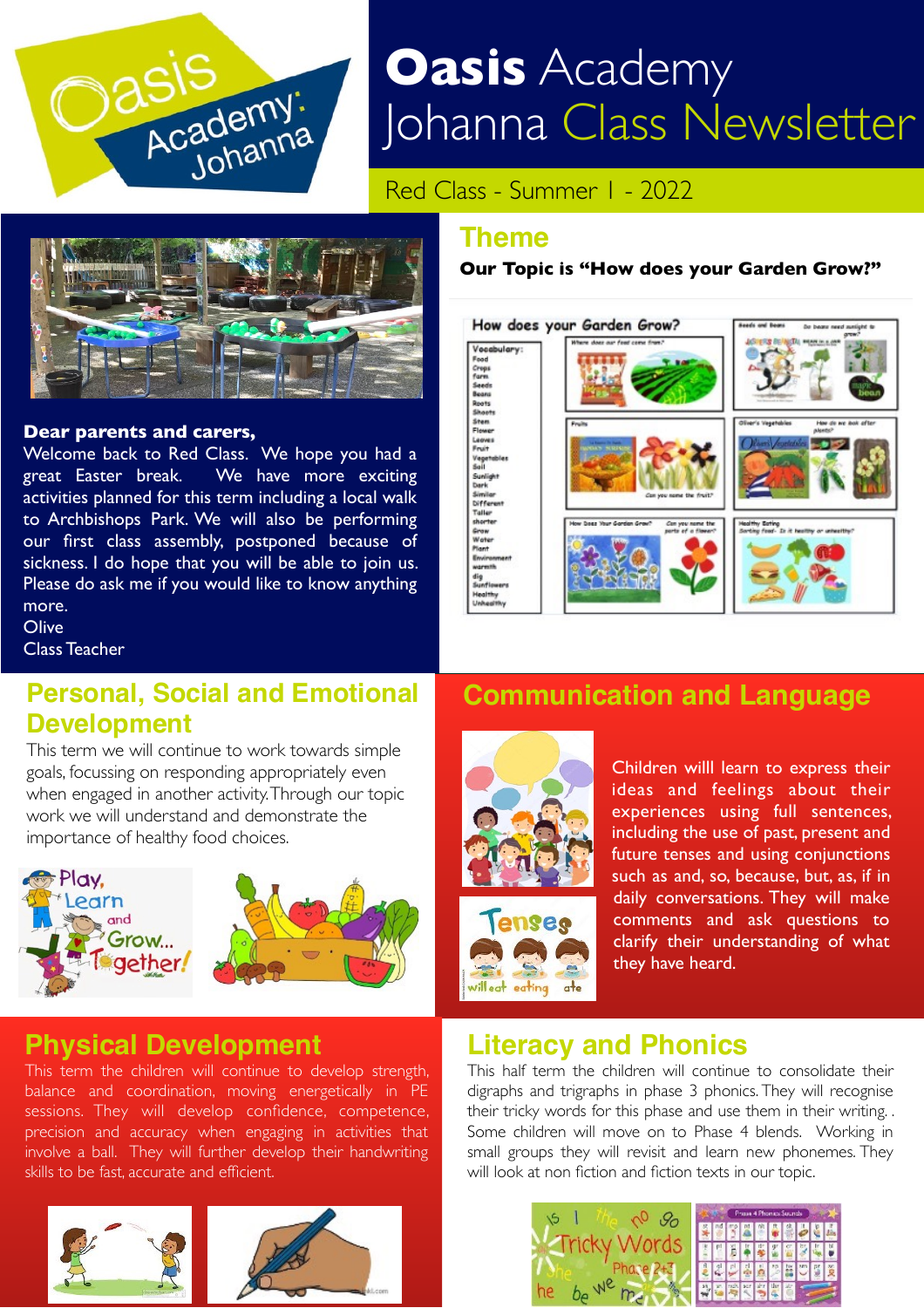# Oasis Academy Johanna Class Newsletter

Red Class - Summer 1 - 2022

**Dear parents and carers,**

Welcome back to Red Class. We hope you had a great Easter break. We have more exciting activities planned for this term including a local walk to Archbishops Park. We will also be performing our first class assembly, postponed because of sickness. I do hope that you will be able to join us. Please do ask me if you would like to know anything more.

Olive

Class Teacher

## Theme

**Our Topic is "How does your Garden Grow?"**

## Personal, Social and Emotional Development

This term we will continue to work towards simple goals, focussing on responding appropriately even when engaged in another activity. Through our topic work we will understand and demonstrate the importance of healthy food choices.

## Communication and Language

Children willl learn to express their ideas and feelings about their experiences using full sentences, including the use of past, present and future tenses and using conjunctions such as and, so, because, but, as, if in daily conversations. They will make comments and ask questions to clarify their understanding of what they have heard.

## Physical Development

This term the children will continue to develop strength, balance and coordination, moving energetically in PE sessions. They will develop confidence, competence, precision and accuracy when engaging in activities that involve a ball. They will further develop their handwriting skills to be fast, accurate and efficient.

## Literacy and Phonics

This half term the children will continue to consolidate their digraphs and trigraphs in phase 3 phonics. They will recognise their tricky words for this phase and use them in their writing. . Some children will move on to Phase 4 blends. Working in small groups they will revisit and learn new phonemes. They will look at non fiction and fiction texts in our topic.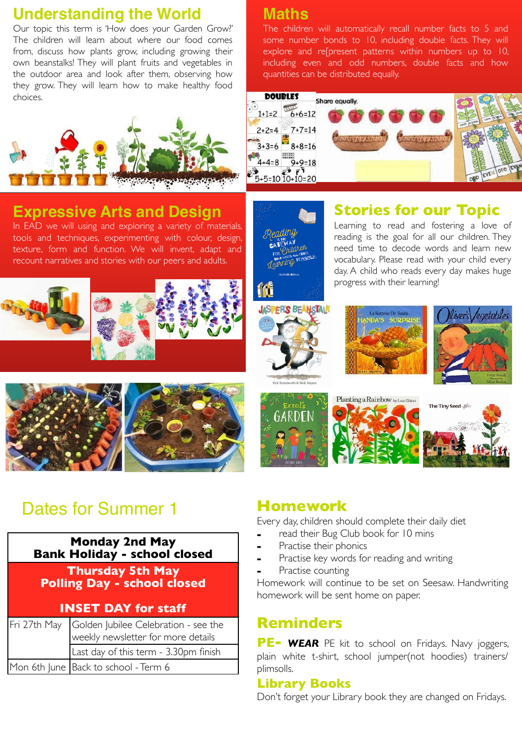## Understanding the World

Our topic this term is 'How does your Garden Grow?' The children will learn about where our food comes from, discuss how plants grow, including growing their own beanstalks! They will plant fruits and vegetables in the outdoor area and look after them, observing how they grow. They will learn how to make healthy food choices.

## Maths

The children will automatically recall number facts to 5 and some number bonds to 10, including double facts. They will explore and re[present patterns within numbers up to 10, including even and odd numbers, double facts and how quantities can be distributed equally.

## Expressive Arts and Design

In EAD we will using and exploring a variety of materials, tools and techniques, experimenting with colour, design, texture, form and function. We will invent, adapt and recount narratives and stories with our peers and adults.

## Stories for our Topic

Learning to read and fostering a love of reading is the goal for all our children. They need time to decode words and learn new vocabulary. Please read with your child every day. A child who reads every day makes huge progress with their learning!

## Dates for Summer 1

| | |
|---|---|
| **Monday 2nd May<br>Bank Holiday - school closed** | |
| **Thursday 5th May<br>Polling Day - school closed<br><br>INSET DAY for staff** | |
| Fri 27th May | Golden Jubilee Celebration - see the weekly newsletter for more details |
| | Last day of this term - 3.30pm finish |
| Mon 6th June | Back to school - Term 6 |

## Homework

Every day, children should complete their daily diet

- read their Bug Club book for 10 mins
- Practise their phonics
- Practise key words for reading and writing
- Practise counting

Homework will continue to be set on Seesaw. Handwriting homework will be sent home on paper.

## Reminders

**PE- *WEAR*** PE kit to school on Fridays. Navy joggers, plain white t-shirt, school jumper(not hoodies) trainers/ plimsolls.

### Library Books

Don't forget your Library book they are changed on Fridays.